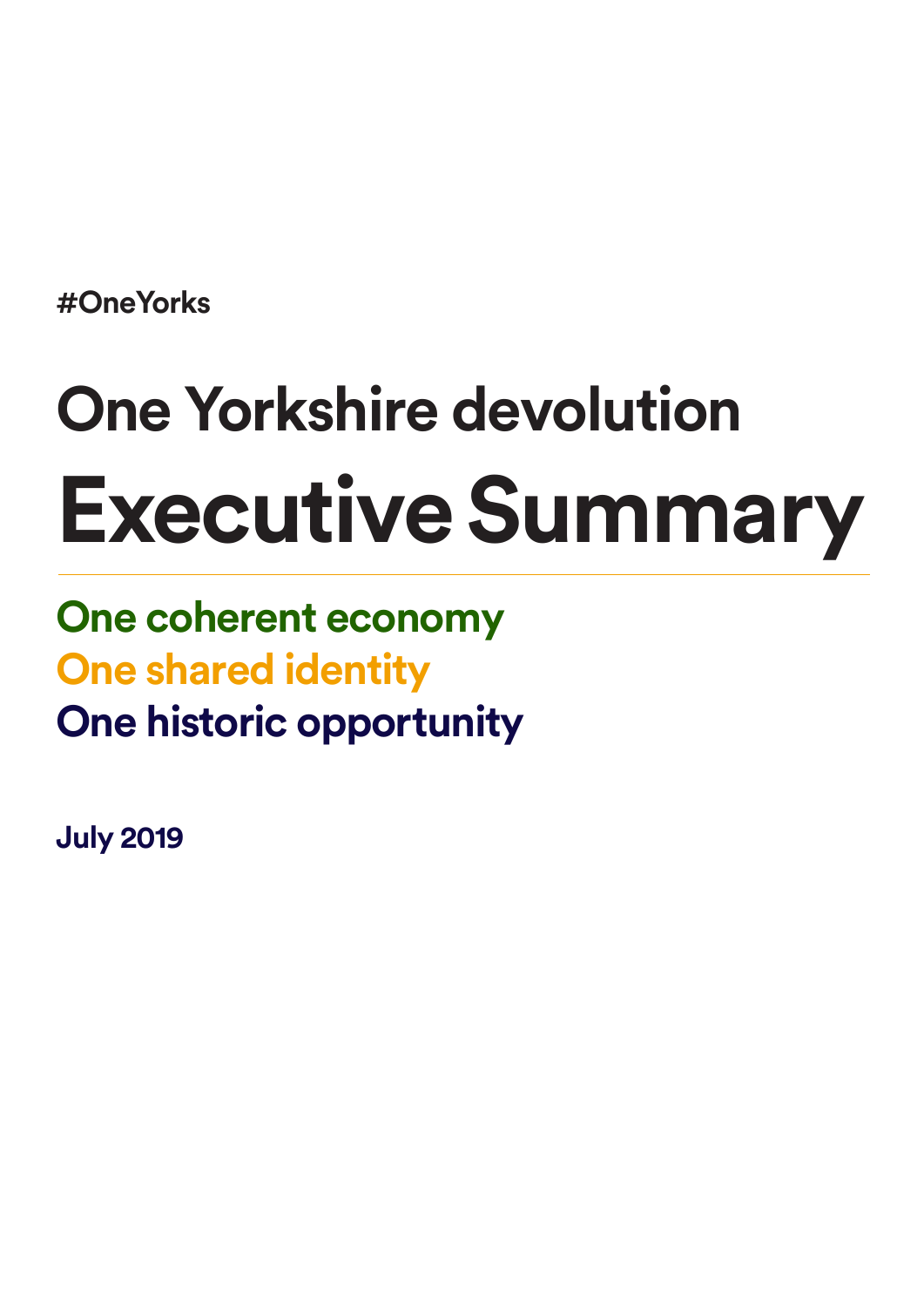#OneYorks

# One Yorkshire devolution

# Executive Summary

**One coherent economy**
**One shared identity**
**One historic opportunity**

**July 2019**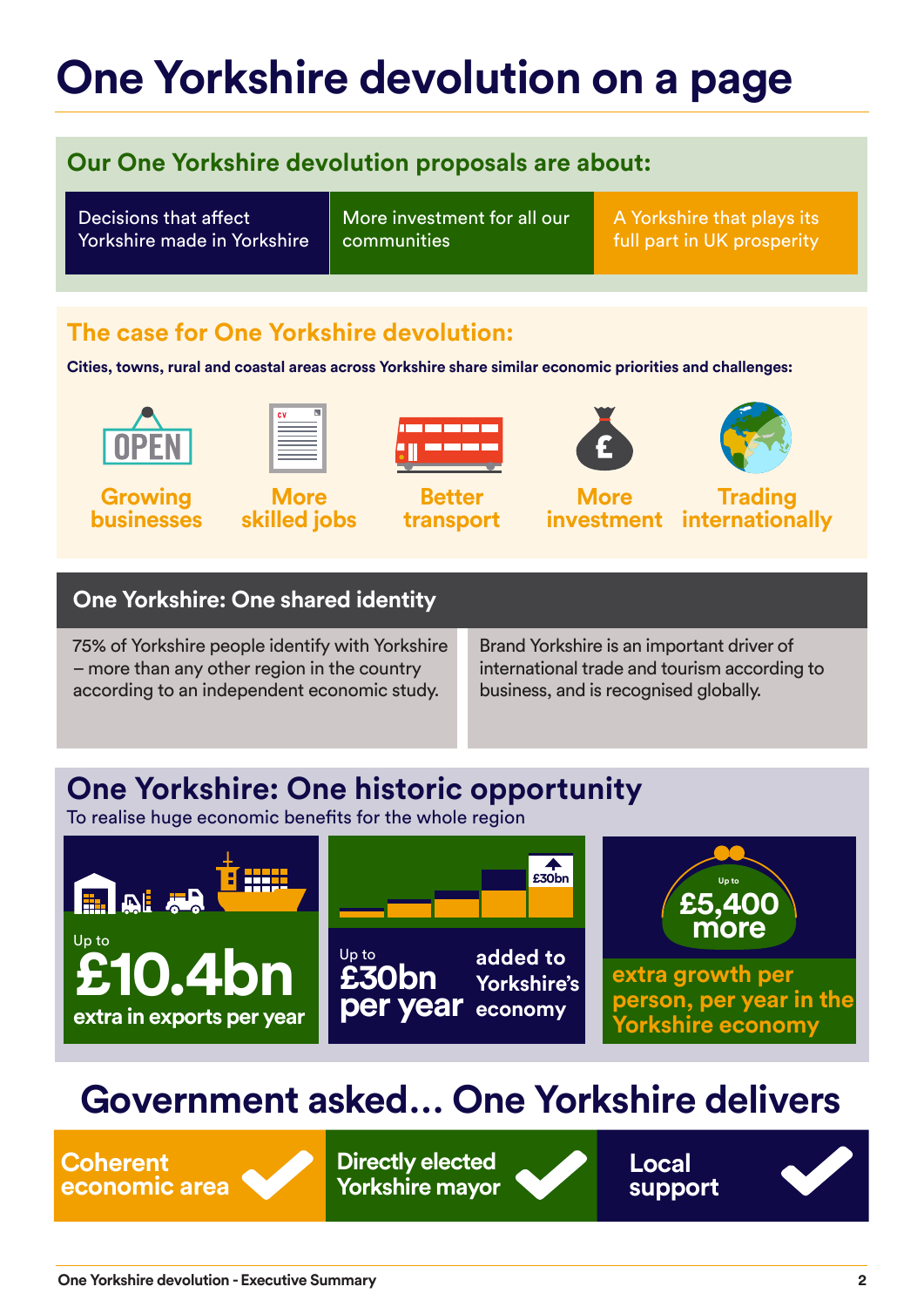# One Yorkshire devolution on a page

## Our One Yorkshire devolution proposals are about:

- Decisions that affect Yorkshire made in Yorkshire
- More investment for all our communities
- A Yorkshire that plays its full part in UK prosperity

## The case for One Yorkshire devolution:

**Cities, towns, rural and coastal areas across Yorkshire share similar economic priorities and challenges:**

- Growing businesses
- More skilled jobs
- Better transport
- More investment
- Trading internationally

## One Yorkshire: One shared identity

75% of Yorkshire people identify with Yorkshire – more than any other region in the country according to an independent economic study.

Brand Yorkshire is an important driver of international trade and tourism according to business, and is recognised globally.

## One Yorkshire: One historic opportunity

To realise huge economic benefits for the whole region

- Up to **£10.4bn** extra in exports per year
- Up to **£30bn per year** added to Yorkshire's economy
- Up to **£5,400 more** extra growth per person, per year in the Yorkshire economy

## Government asked... One Yorkshire delivers

- Coherent economic area ✓
- Directly elected Yorkshire mayor ✓
- Local support ✓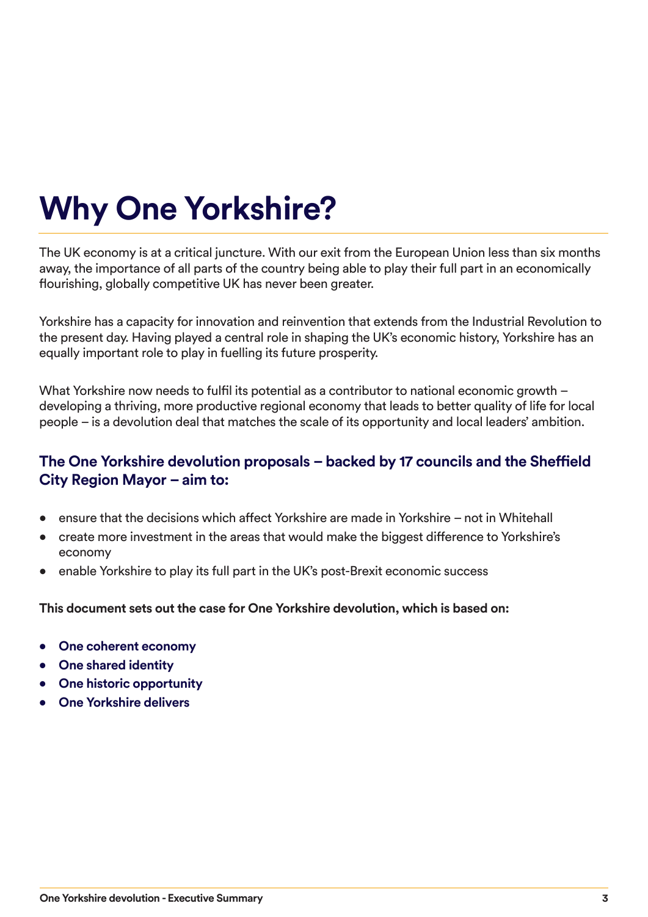# Why One Yorkshire?

The UK economy is at a critical juncture. With our exit from the European Union less than six months away, the importance of all parts of the country being able to play their full part in an economically flourishing, globally competitive UK has never been greater.

Yorkshire has a capacity for innovation and reinvention that extends from the Industrial Revolution to the present day. Having played a central role in shaping the UK's economic history, Yorkshire has an equally important role to play in fuelling its future prosperity.

What Yorkshire now needs to fulfil its potential as a contributor to national economic growth – developing a thriving, more productive regional economy that leads to better quality of life for local people – is a devolution deal that matches the scale of its opportunity and local leaders' ambition.

### The One Yorkshire devolution proposals – backed by 17 councils and the Sheffield City Region Mayor – aim to:

- ensure that the decisions which affect Yorkshire are made in Yorkshire – not in Whitehall
- create more investment in the areas that would make the biggest difference to Yorkshire's economy
- enable Yorkshire to play its full part in the UK's post-Brexit economic success

**This document sets out the case for One Yorkshire devolution, which is based on:**

- **One coherent economy**
- **One shared identity**
- **One historic opportunity**
- **One Yorkshire delivers**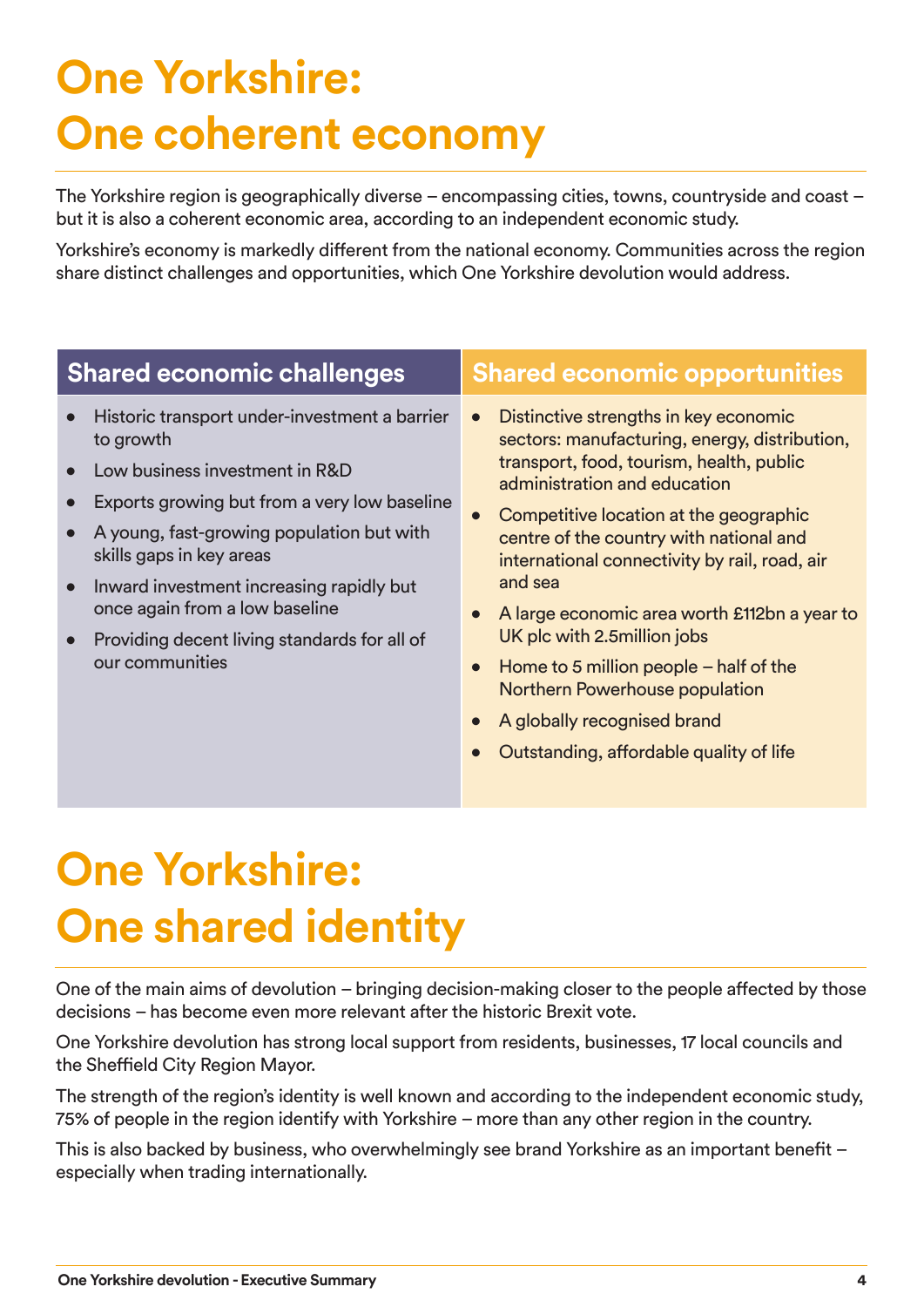# One Yorkshire: One coherent economy

The Yorkshire region is geographically diverse – encompassing cities, towns, countryside and coast – but it is also a coherent economic area, according to an independent economic study.

Yorkshire's economy is markedly different from the national economy. Communities across the region share distinct challenges and opportunities, which One Yorkshire devolution would address.

## Shared economic challenges

- Historic transport under-investment a barrier to growth
- Low business investment in R&D
- Exports growing but from a very low baseline
- A young, fast-growing population but with skills gaps in key areas
- Inward investment increasing rapidly but once again from a low baseline
- Providing decent living standards for all of our communities

## Shared economic opportunities

- Distinctive strengths in key economic sectors: manufacturing, energy, distribution, transport, food, tourism, health, public administration and education
- Competitive location at the geographic centre of the country with national and international connectivity by rail, road, air and sea
- A large economic area worth £112bn a year to UK plc with 2.5million jobs
- Home to 5 million people – half of the Northern Powerhouse population
- A globally recognised brand
- Outstanding, affordable quality of life

# One Yorkshire: One shared identity

One of the main aims of devolution – bringing decision-making closer to the people affected by those decisions – has become even more relevant after the historic Brexit vote.

One Yorkshire devolution has strong local support from residents, businesses, 17 local councils and the Sheffield City Region Mayor.

The strength of the region's identity is well known and according to the independent economic study, 75% of people in the region identify with Yorkshire – more than any other region in the country.

This is also backed by business, who overwhelmingly see brand Yorkshire as an important benefit – especially when trading internationally.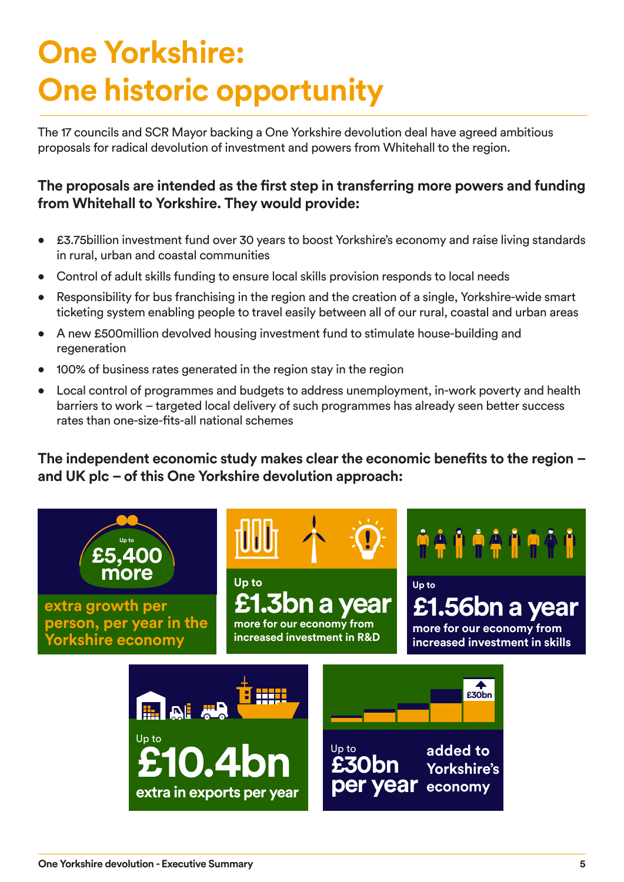# One Yorkshire: One historic opportunity

The 17 councils and SCR Mayor backing a One Yorkshire devolution deal have agreed ambitious proposals for radical devolution of investment and powers from Whitehall to the region.

**The proposals are intended as the first step in transferring more powers and funding from Whitehall to Yorkshire. They would provide:**

- £3.75billion investment fund over 30 years to boost Yorkshire's economy and raise living standards in rural, urban and coastal communities
- Control of adult skills funding to ensure local skills provision responds to local needs
- Responsibility for bus franchising in the region and the creation of a single, Yorkshire-wide smart ticketing system enabling people to travel easily between all of our rural, coastal and urban areas
- A new £500million devolved housing investment fund to stimulate house-building and regeneration
- 100% of business rates generated in the region stay in the region
- Local control of programmes and budgets to address unemployment, in-work poverty and health barriers to work – targeted local delivery of such programmes has already seen better success rates than one-size-fits-all national schemes

**The independent economic study makes clear the economic benefits to the region – and UK plc – of this One Yorkshire devolution approach:**

Up to **£5,400 more** extra growth per person, per year in the Yorkshire economy

Up to **£1.3bn a year** more for our economy from increased investment in R&D

Up to **£1.56bn a year** more for our economy from increased investment in skills

Up to **£10.4bn** extra in exports per year

Up to **£30bn per year** added to Yorkshire's economy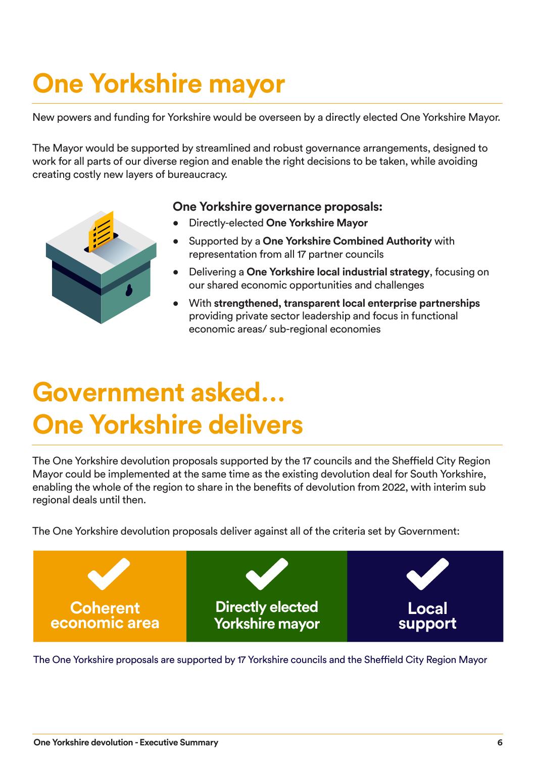# One Yorkshire mayor

New powers and funding for Yorkshire would be overseen by a directly elected One Yorkshire Mayor.

The Mayor would be supported by streamlined and robust governance arrangements, designed to work for all parts of our diverse region and enable the right decisions to be taken, while avoiding creating costly new layers of bureaucracy.

### One Yorkshire governance proposals:

- Directly-elected **One Yorkshire Mayor**
- Supported by a **One Yorkshire Combined Authority** with representation from all 17 partner councils
- Delivering a **One Yorkshire local industrial strategy**, focusing on our shared economic opportunities and challenges
- With **strengthened, transparent local enterprise partnerships** providing private sector leadership and focus in functional economic areas/ sub-regional economies

# Government asked... One Yorkshire delivers

The One Yorkshire devolution proposals supported by the 17 councils and the Sheffield City Region Mayor could be implemented at the same time as the existing devolution deal for South Yorkshire, enabling the whole of the region to share in the benefits of devolution from 2022, with interim sub regional deals until then.

The One Yorkshire devolution proposals deliver against all of the criteria set by Government:

- ✔ **Coherent economic area**
- ✔ **Directly elected Yorkshire mayor**
- ✔ **Local support**

The One Yorkshire proposals are supported by 17 Yorkshire councils and the Sheffield City Region Mayor